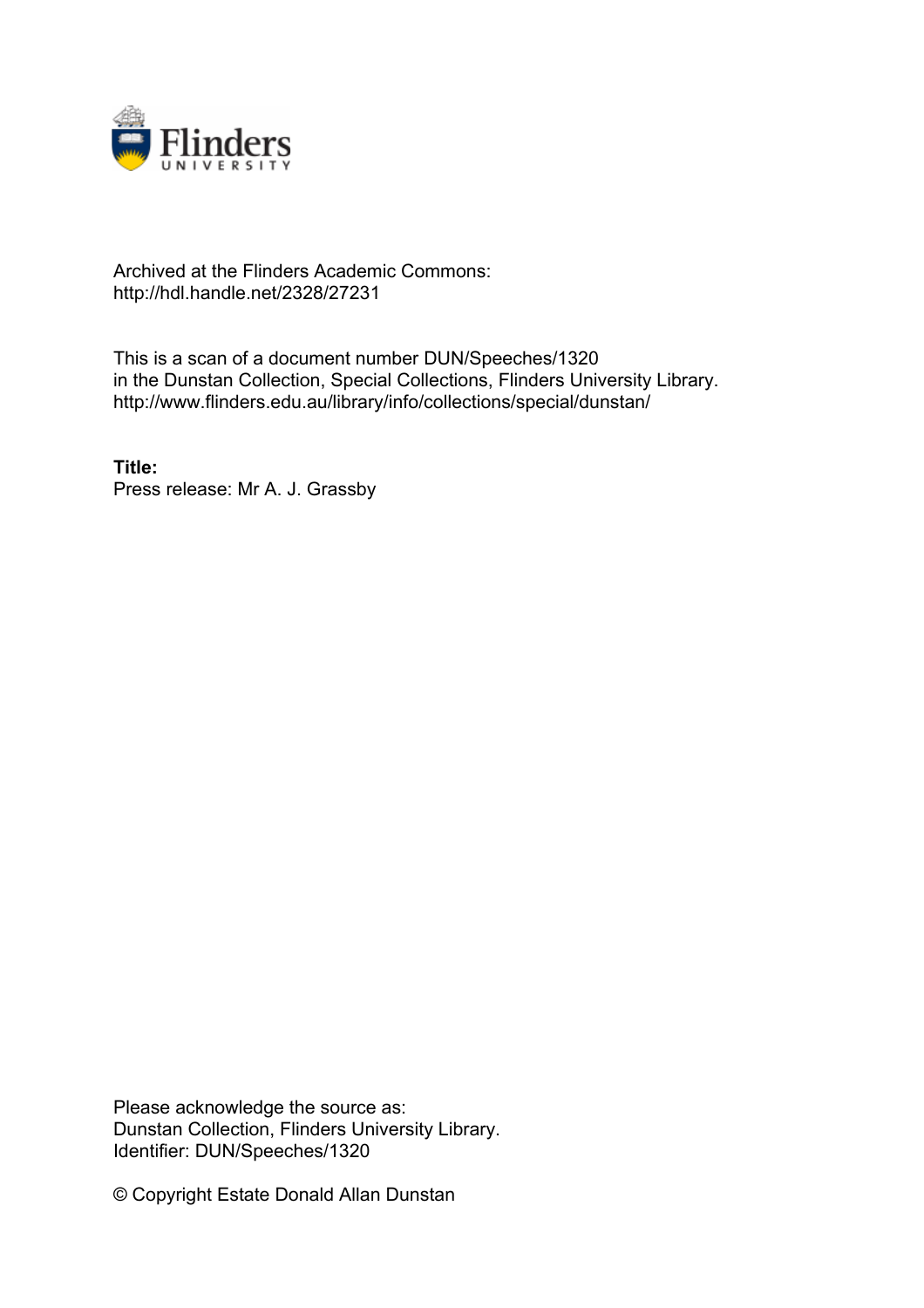Archived at the Flinders Academic Commons:
http://hdl.handle.net/2328/27231

This is a scan of a document number DUN/Speeches/1320
in the Dunstan Collection, Special Collections, Flinders University Library.
http://www.flinders.edu.au/library/info/collections/special/dunstan/

**Title:**
Press release: Mr A. J. Grassby

Please acknowledge the source as:
Dunstan Collection, Flinders University Library.
Identifier: DUN/Speeches/1320

© Copyright Estate Donald Allan Dunstan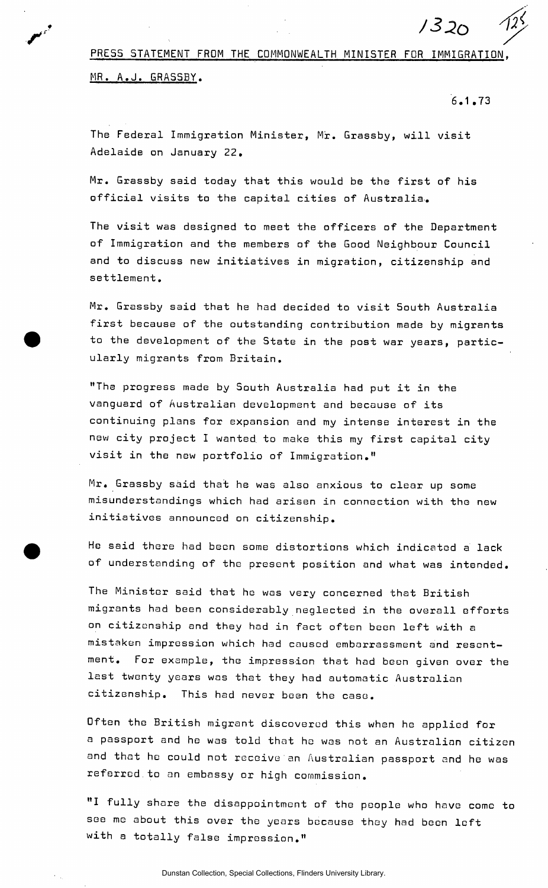PRESS STATEMENT FROM THE COMMONWEALTH MINISTER FOR IMMIGRATION, MR. A.J. GRASSBY.

6.1.73

The Federal Immigration Minister, Mr. Grassby, will visit Adelaide on January 22.

Mr. Grassby said today that this would be the first of his official visits to the capital cities of Australia.

The visit was designed to meet the officers of the Department of Immigration and the members of the Good Neighbour Council and to discuss new initiatives in migration, citizenship and settlement.

Mr. Grassby said that he had decided to visit South Australia first because of the outstanding contribution made by migrants to the development of the State in the post war years, particularly migrants from Britain.

"The progress made by South Australia had put it in the vanguard of Australian development and because of its continuing plans for expansion and my intense interest in the new city project I wanted to make this my first capital city visit in the new portfolio of Immigration."

Mr. Grassby said that he was also anxious to clear up some misunderstandings which had arisen in connection with the new initiatives announced on citizenship.

He said there had been some distortions which indicated a lack of understanding of the present position and what was intended.

The Minister said that he was very concerned that British migrants had been considerably neglected in the overall efforts on citizenship and they had in fact often been left with a mistaken impression which had caused embarrassment and resentment. For example, the impression that had been given over the last twenty years was that they had automatic Australian citizenship. This had never been the case.

Often the British migrant discovered this when he applied for a passport and he was told that he was not an Australian citizen and that he could not receive an Australian passport and he was referred to an embassy or high commission.

"I fully share the disappointment of the people who have come to see me about this over the years because they had been left with a totally false impression."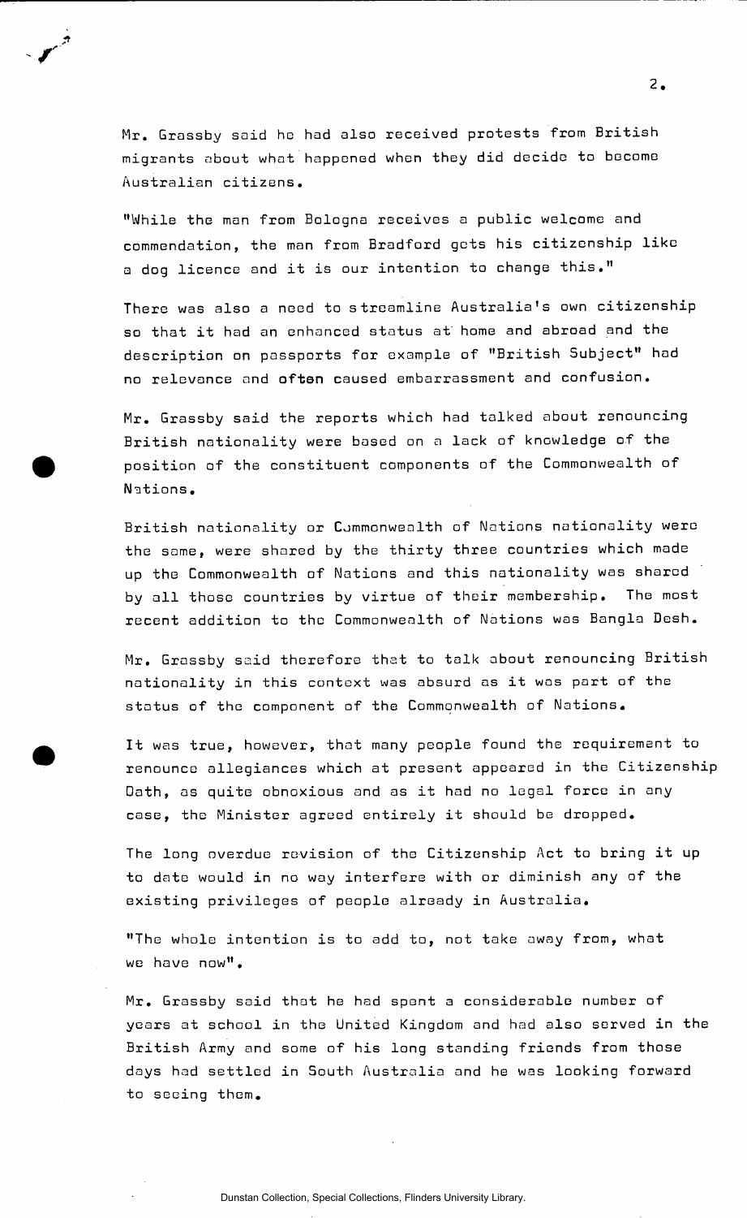Mr. Grassby said he had also received protests from British migrants about what happened when they did decide to become Australian citizens.

"While the man from Bologna receives a public welcome and commendation, the man from Bradford gets his citizenship like a dog licence and it is our intention to change this."

There was also a need to streamline Australia's own citizenship so that it had an enhanced status at home and abroad and the description on passports for example of "British Subject" had no relevance and **often** caused embarrassment and confusion.

Mr. Grassby said the reports which had talked about renouncing British nationality were based on a lack of knowledge of the position of the constituent components of the Commonwealth of Nations.

British nationality or Commonwealth of Nations nationality were the same, were shared by the thirty three countries which made up the Commonwealth of Nations and this nationality was shared by all those countries by virtue of their membership. The most recent addition to the Commonwealth of Nations was Bangla Desh.

Mr. Grassby said therefore that to talk about renouncing British nationality in this context was absurd as it was part of the status of the component of the Commonwealth of Nations.

It was true, however, that many people found the requirement to renounce allegiances which at present appeared in the Citizenship Oath, as quite obnoxious and as it had no legal force in any case, the Minister agreed entirely it should be dropped.

The long overdue revision of the Citizenship Act to bring it up to date would in no way interfere with or diminish any of the existing privileges of people already in Australia.

"The whole intention is to add to, not take away from, what we have now".

Mr. Grassby said that he had spent a considerable number of years at school in the United Kingdom and had also served in the British Army and some of his long standing friends from those days had settled in South Australia and he was looking forward to seeing them.

Dunstan Collection, Special Collections, Flinders University Library.